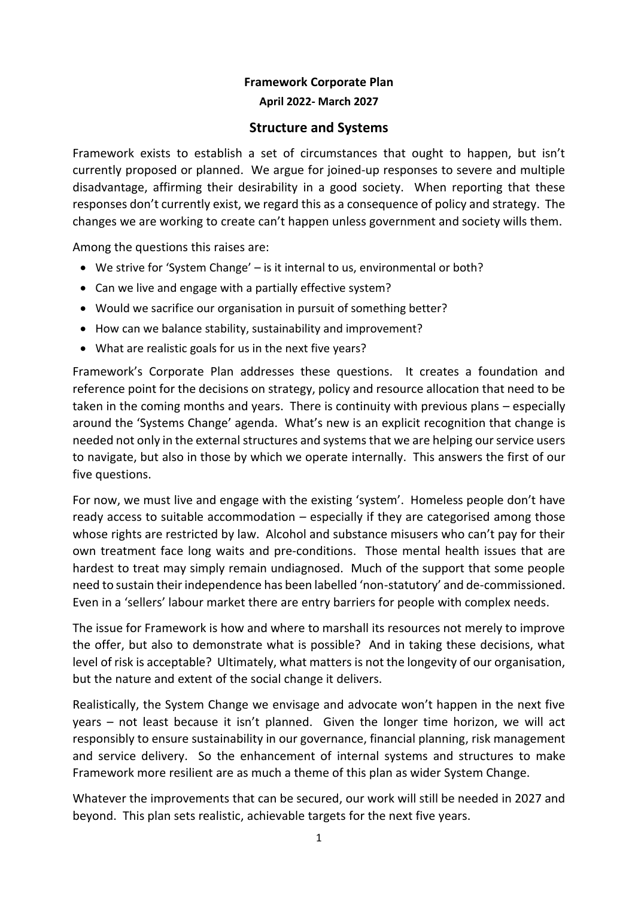# Framework Corporate Plan

**April 2022- March 2027**

## Structure and Systems

Framework exists to establish a set of circumstances that ought to happen, but isn't currently proposed or planned. We argue for joined-up responses to severe and multiple disadvantage, affirming their desirability in a good society. When reporting that these responses don't currently exist, we regard this as a consequence of policy and strategy. The changes we are working to create can't happen unless government and society wills them.

Among the questions this raises are:

- We strive for 'System Change' – is it internal to us, environmental or both?
- Can we live and engage with a partially effective system?
- Would we sacrifice our organisation in pursuit of something better?
- How can we balance stability, sustainability and improvement?
- What are realistic goals for us in the next five years?

Framework's Corporate Plan addresses these questions. It creates a foundation and reference point for the decisions on strategy, policy and resource allocation that need to be taken in the coming months and years. There is continuity with previous plans – especially around the 'Systems Change' agenda. What's new is an explicit recognition that change is needed not only in the external structures and systems that we are helping our service users to navigate, but also in those by which we operate internally. This answers the first of our five questions.

For now, we must live and engage with the existing 'system'. Homeless people don't have ready access to suitable accommodation – especially if they are categorised among those whose rights are restricted by law. Alcohol and substance misusers who can't pay for their own treatment face long waits and pre-conditions. Those mental health issues that are hardest to treat may simply remain undiagnosed. Much of the support that some people need to sustain their independence has been labelled 'non-statutory' and de-commissioned. Even in a 'sellers' labour market there are entry barriers for people with complex needs.

The issue for Framework is how and where to marshall its resources not merely to improve the offer, but also to demonstrate what is possible? And in taking these decisions, what level of risk is acceptable? Ultimately, what matters is not the longevity of our organisation, but the nature and extent of the social change it delivers.

Realistically, the System Change we envisage and advocate won't happen in the next five years – not least because it isn't planned. Given the longer time horizon, we will act responsibly to ensure sustainability in our governance, financial planning, risk management and service delivery. So the enhancement of internal systems and structures to make Framework more resilient are as much a theme of this plan as wider System Change.

Whatever the improvements that can be secured, our work will still be needed in 2027 and beyond. This plan sets realistic, achievable targets for the next five years.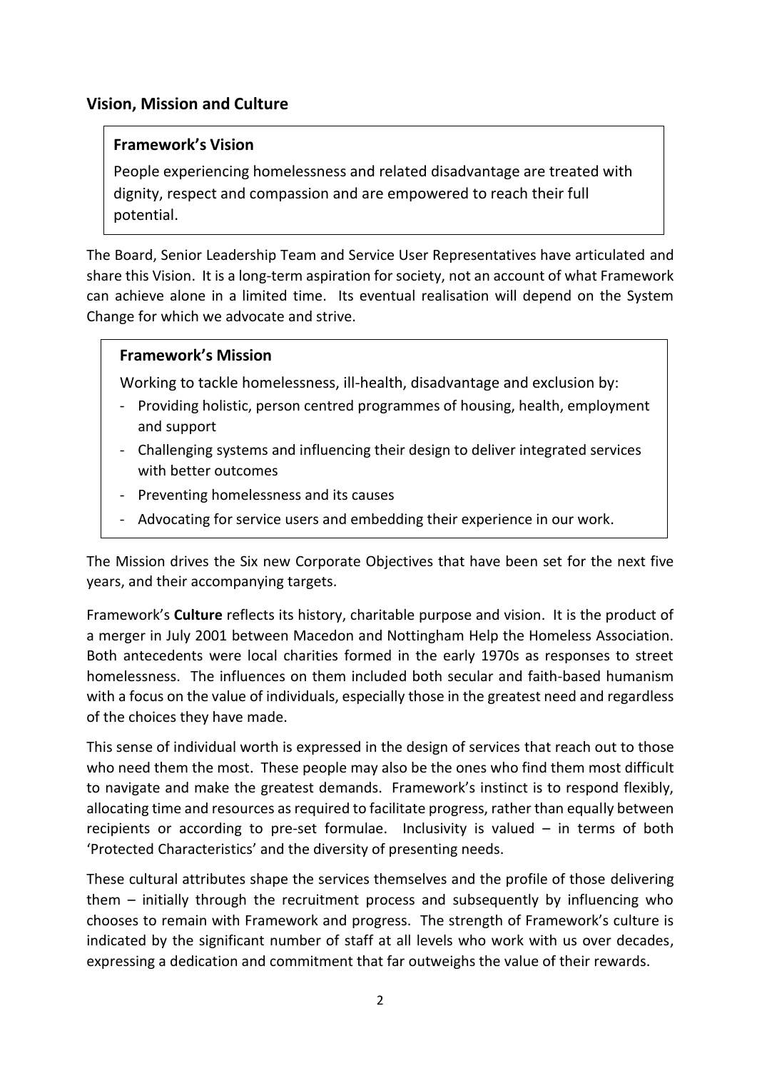## Vision, Mission and Culture

### Framework's Vision

People experiencing homelessness and related disadvantage are treated with dignity, respect and compassion and are empowered to reach their full potential.

The Board, Senior Leadership Team and Service User Representatives have articulated and share this Vision. It is a long-term aspiration for society, not an account of what Framework can achieve alone in a limited time. Its eventual realisation will depend on the System Change for which we advocate and strive.

### Framework's Mission

Working to tackle homelessness, ill-health, disadvantage and exclusion by:

- Providing holistic, person centred programmes of housing, health, employment and support
- Challenging systems and influencing their design to deliver integrated services with better outcomes
- Preventing homelessness and its causes
- Advocating for service users and embedding their experience in our work.

The Mission drives the Six new Corporate Objectives that have been set for the next five years, and their accompanying targets.

Framework's **Culture** reflects its history, charitable purpose and vision. It is the product of a merger in July 2001 between Macedon and Nottingham Help the Homeless Association. Both antecedents were local charities formed in the early 1970s as responses to street homelessness. The influences on them included both secular and faith-based humanism with a focus on the value of individuals, especially those in the greatest need and regardless of the choices they have made.

This sense of individual worth is expressed in the design of services that reach out to those who need them the most. These people may also be the ones who find them most difficult to navigate and make the greatest demands. Framework's instinct is to respond flexibly, allocating time and resources as required to facilitate progress, rather than equally between recipients or according to pre-set formulae. Inclusivity is valued – in terms of both 'Protected Characteristics' and the diversity of presenting needs.

These cultural attributes shape the services themselves and the profile of those delivering them – initially through the recruitment process and subsequently by influencing who chooses to remain with Framework and progress. The strength of Framework's culture is indicated by the significant number of staff at all levels who work with us over decades, expressing a dedication and commitment that far outweighs the value of their rewards.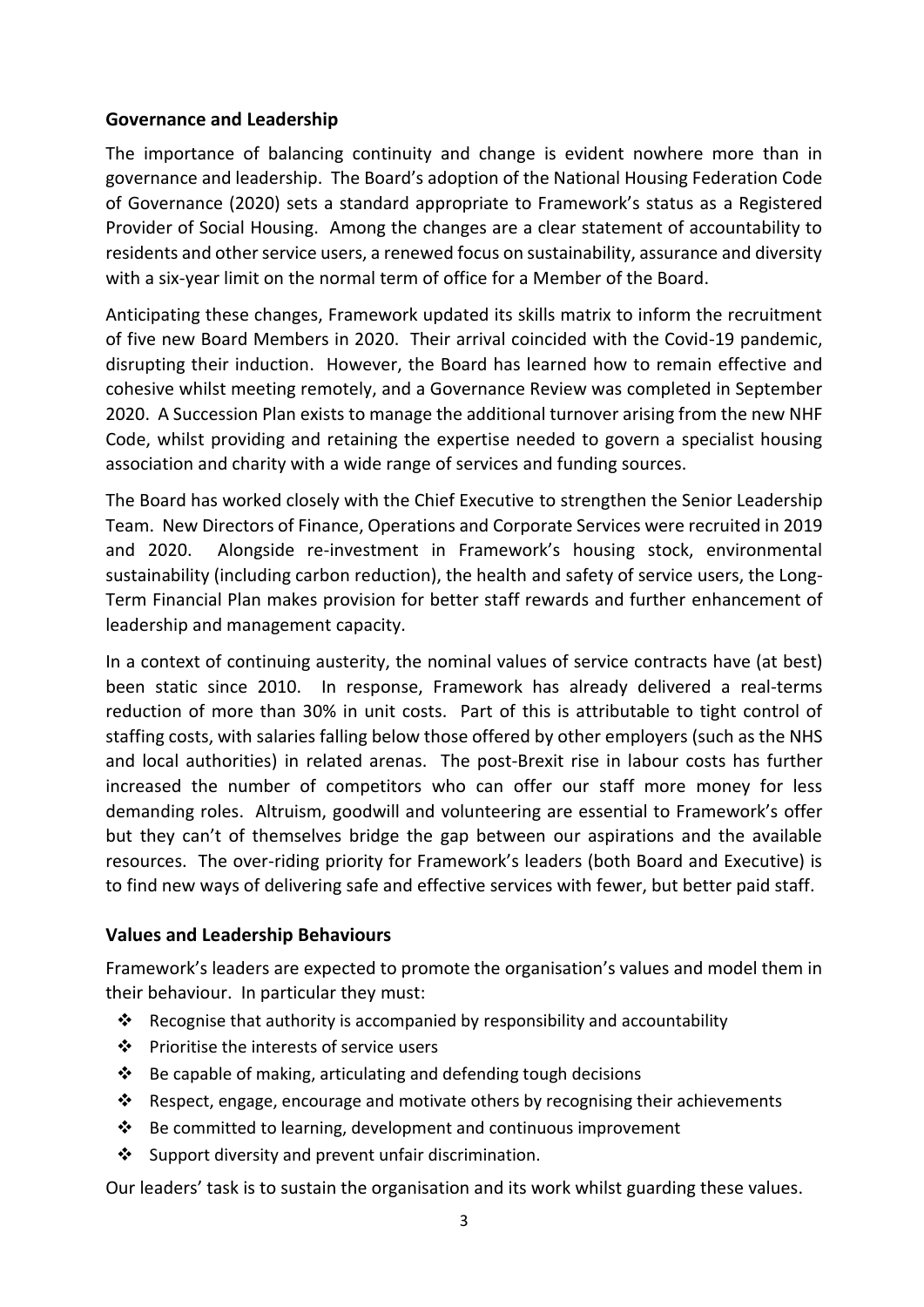## Governance and Leadership

The importance of balancing continuity and change is evident nowhere more than in governance and leadership. The Board's adoption of the National Housing Federation Code of Governance (2020) sets a standard appropriate to Framework's status as a Registered Provider of Social Housing. Among the changes are a clear statement of accountability to residents and other service users, a renewed focus on sustainability, assurance and diversity with a six-year limit on the normal term of office for a Member of the Board.

Anticipating these changes, Framework updated its skills matrix to inform the recruitment of five new Board Members in 2020. Their arrival coincided with the Covid-19 pandemic, disrupting their induction. However, the Board has learned how to remain effective and cohesive whilst meeting remotely, and a Governance Review was completed in September 2020. A Succession Plan exists to manage the additional turnover arising from the new NHF Code, whilst providing and retaining the expertise needed to govern a specialist housing association and charity with a wide range of services and funding sources.

The Board has worked closely with the Chief Executive to strengthen the Senior Leadership Team. New Directors of Finance, Operations and Corporate Services were recruited in 2019 and 2020. Alongside re-investment in Framework's housing stock, environmental sustainability (including carbon reduction), the health and safety of service users, the Long-Term Financial Plan makes provision for better staff rewards and further enhancement of leadership and management capacity.

In a context of continuing austerity, the nominal values of service contracts have (at best) been static since 2010. In response, Framework has already delivered a real-terms reduction of more than 30% in unit costs. Part of this is attributable to tight control of staffing costs, with salaries falling below those offered by other employers (such as the NHS and local authorities) in related arenas. The post-Brexit rise in labour costs has further increased the number of competitors who can offer our staff more money for less demanding roles. Altruism, goodwill and volunteering are essential to Framework's offer but they can't of themselves bridge the gap between our aspirations and the available resources. The over-riding priority for Framework's leaders (both Board and Executive) is to find new ways of delivering safe and effective services with fewer, but better paid staff.

## Values and Leadership Behaviours

Framework's leaders are expected to promote the organisation's values and model them in their behaviour. In particular they must:

- Recognise that authority is accompanied by responsibility and accountability
- Prioritise the interests of service users
- Be capable of making, articulating and defending tough decisions
- Respect, engage, encourage and motivate others by recognising their achievements
- Be committed to learning, development and continuous improvement
- Support diversity and prevent unfair discrimination.

Our leaders' task is to sustain the organisation and its work whilst guarding these values.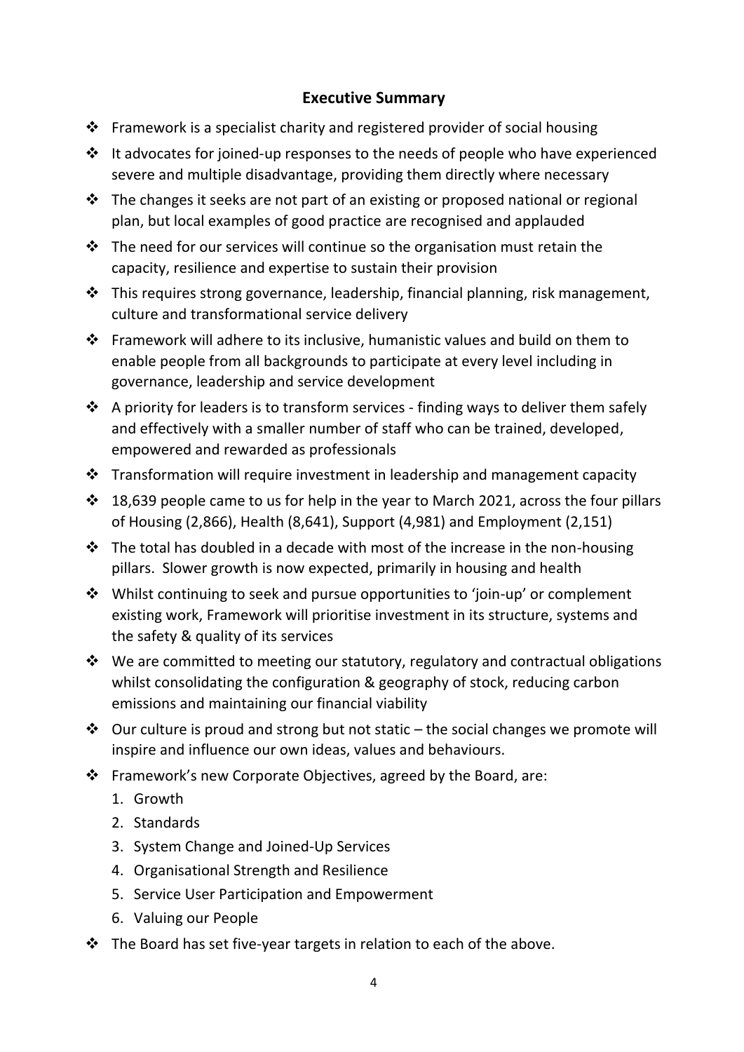## Executive Summary

- Framework is a specialist charity and registered provider of social housing
- It advocates for joined-up responses to the needs of people who have experienced severe and multiple disadvantage, providing them directly where necessary
- The changes it seeks are not part of an existing or proposed national or regional plan, but local examples of good practice are recognised and applauded
- The need for our services will continue so the organisation must retain the capacity, resilience and expertise to sustain their provision
- This requires strong governance, leadership, financial planning, risk management, culture and transformational service delivery
- Framework will adhere to its inclusive, humanistic values and build on them to enable people from all backgrounds to participate at every level including in governance, leadership and service development
- A priority for leaders is to transform services - finding ways to deliver them safely and effectively with a smaller number of staff who can be trained, developed, empowered and rewarded as professionals
- Transformation will require investment in leadership and management capacity
- 18,639 people came to us for help in the year to March 2021, across the four pillars of Housing (2,866), Health (8,641), Support (4,981) and Employment (2,151)
- The total has doubled in a decade with most of the increase in the non-housing pillars. Slower growth is now expected, primarily in housing and health
- Whilst continuing to seek and pursue opportunities to 'join-up' or complement existing work, Framework will prioritise investment in its structure, systems and the safety & quality of its services
- We are committed to meeting our statutory, regulatory and contractual obligations whilst consolidating the configuration & geography of stock, reducing carbon emissions and maintaining our financial viability
- Our culture is proud and strong but not static – the social changes we promote will inspire and influence our own ideas, values and behaviours.
- Framework's new Corporate Objectives, agreed by the Board, are:
  1. Growth
  2. Standards
  3. System Change and Joined-Up Services
  4. Organisational Strength and Resilience
  5. Service User Participation and Empowerment
  6. Valuing our People
- The Board has set five-year targets in relation to each of the above.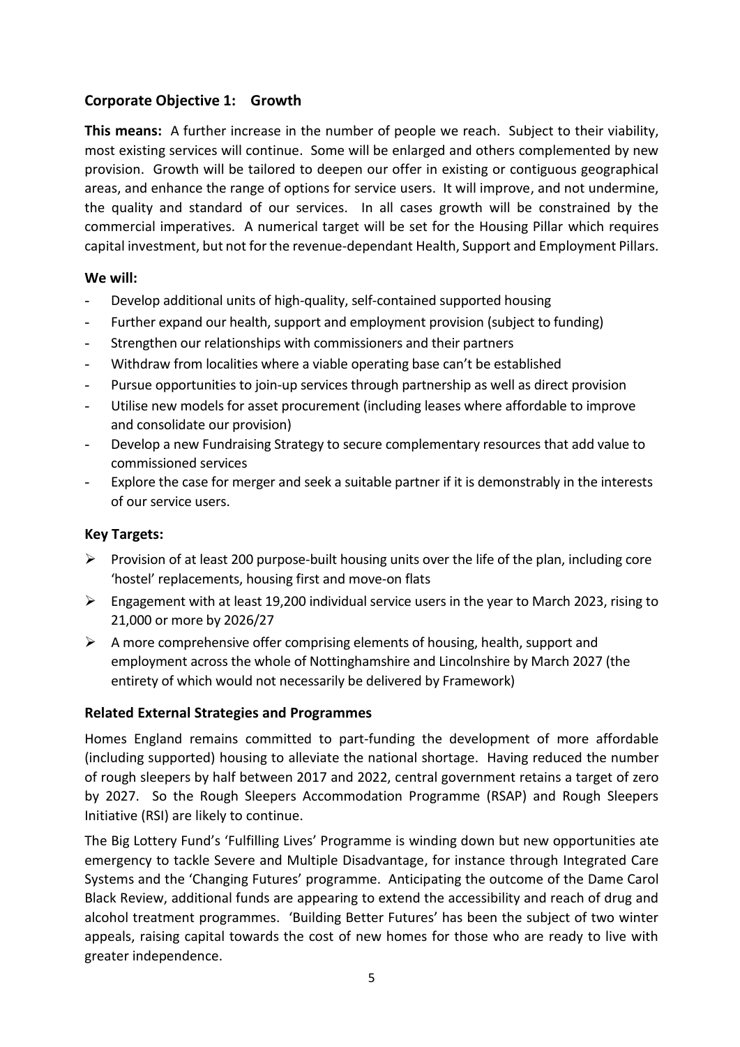## Corporate Objective 1: Growth

**This means:** A further increase in the number of people we reach. Subject to their viability, most existing services will continue. Some will be enlarged and others complemented by new provision. Growth will be tailored to deepen our offer in existing or contiguous geographical areas, and enhance the range of options for service users. It will improve, and not undermine, the quality and standard of our services. In all cases growth will be constrained by the commercial imperatives. A numerical target will be set for the Housing Pillar which requires capital investment, but not for the revenue-dependant Health, Support and Employment Pillars.

### We will:

- Develop additional units of high-quality, self-contained supported housing
- Further expand our health, support and employment provision (subject to funding)
- Strengthen our relationships with commissioners and their partners
- Withdraw from localities where a viable operating base can't be established
- Pursue opportunities to join-up services through partnership as well as direct provision
- Utilise new models for asset procurement (including leases where affordable to improve and consolidate our provision)
- Develop a new Fundraising Strategy to secure complementary resources that add value to commissioned services
- Explore the case for merger and seek a suitable partner if it is demonstrably in the interests of our service users.

### Key Targets:

- Provision of at least 200 purpose-built housing units over the life of the plan, including core 'hostel' replacements, housing first and move-on flats
- Engagement with at least 19,200 individual service users in the year to March 2023, rising to 21,000 or more by 2026/27
- A more comprehensive offer comprising elements of housing, health, support and employment across the whole of Nottinghamshire and Lincolnshire by March 2027 (the entirety of which would not necessarily be delivered by Framework)

### Related External Strategies and Programmes

Homes England remains committed to part-funding the development of more affordable (including supported) housing to alleviate the national shortage. Having reduced the number of rough sleepers by half between 2017 and 2022, central government retains a target of zero by 2027. So the Rough Sleepers Accommodation Programme (RSAP) and Rough Sleepers Initiative (RSI) are likely to continue.

The Big Lottery Fund's 'Fulfilling Lives' Programme is winding down but new opportunities ate emergency to tackle Severe and Multiple Disadvantage, for instance through Integrated Care Systems and the 'Changing Futures' programme. Anticipating the outcome of the Dame Carol Black Review, additional funds are appearing to extend the accessibility and reach of drug and alcohol treatment programmes. 'Building Better Futures' has been the subject of two winter appeals, raising capital towards the cost of new homes for those who are ready to live with greater independence.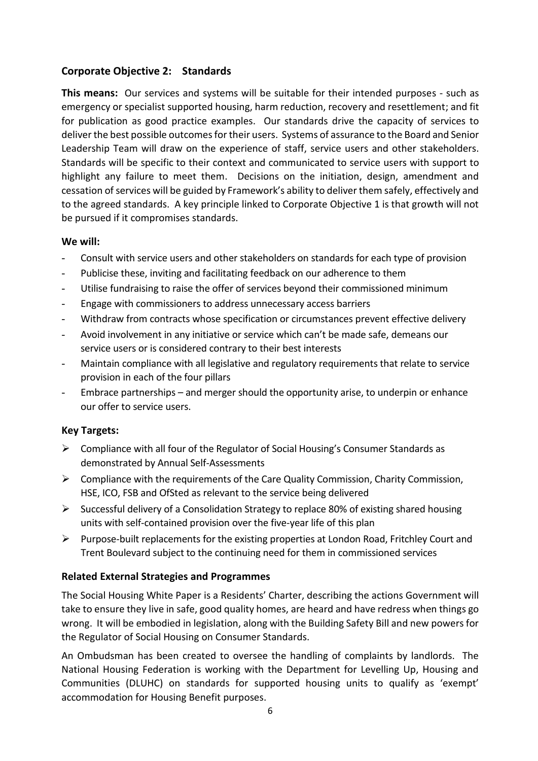## Corporate Objective 2: Standards

**This means:** Our services and systems will be suitable for their intended purposes - such as emergency or specialist supported housing, harm reduction, recovery and resettlement; and fit for publication as good practice examples. Our standards drive the capacity of services to deliver the best possible outcomes for their users. Systems of assurance to the Board and Senior Leadership Team will draw on the experience of staff, service users and other stakeholders. Standards will be specific to their context and communicated to service users with support to highlight any failure to meet them. Decisions on the initiation, design, amendment and cessation of services will be guided by Framework's ability to deliver them safely, effectively and to the agreed standards. A key principle linked to Corporate Objective 1 is that growth will not be pursued if it compromises standards.

### We will:

- Consult with service users and other stakeholders on standards for each type of provision
- Publicise these, inviting and facilitating feedback on our adherence to them
- Utilise fundraising to raise the offer of services beyond their commissioned minimum
- Engage with commissioners to address unnecessary access barriers
- Withdraw from contracts whose specification or circumstances prevent effective delivery
- Avoid involvement in any initiative or service which can't be made safe, demeans our service users or is considered contrary to their best interests
- Maintain compliance with all legislative and regulatory requirements that relate to service provision in each of the four pillars
- Embrace partnerships – and merger should the opportunity arise, to underpin or enhance our offer to service users.

### Key Targets:

- Compliance with all four of the Regulator of Social Housing's Consumer Standards as demonstrated by Annual Self-Assessments
- Compliance with the requirements of the Care Quality Commission, Charity Commission, HSE, ICO, FSB and OfSted as relevant to the service being delivered
- Successful delivery of a Consolidation Strategy to replace 80% of existing shared housing units with self-contained provision over the five-year life of this plan
- Purpose-built replacements for the existing properties at London Road, Fritchley Court and Trent Boulevard subject to the continuing need for them in commissioned services

### Related External Strategies and Programmes

The Social Housing White Paper is a Residents' Charter, describing the actions Government will take to ensure they live in safe, good quality homes, are heard and have redress when things go wrong. It will be embodied in legislation, along with the Building Safety Bill and new powers for the Regulator of Social Housing on Consumer Standards.

An Ombudsman has been created to oversee the handling of complaints by landlords. The National Housing Federation is working with the Department for Levelling Up, Housing and Communities (DLUHC) on standards for supported housing units to qualify as 'exempt' accommodation for Housing Benefit purposes.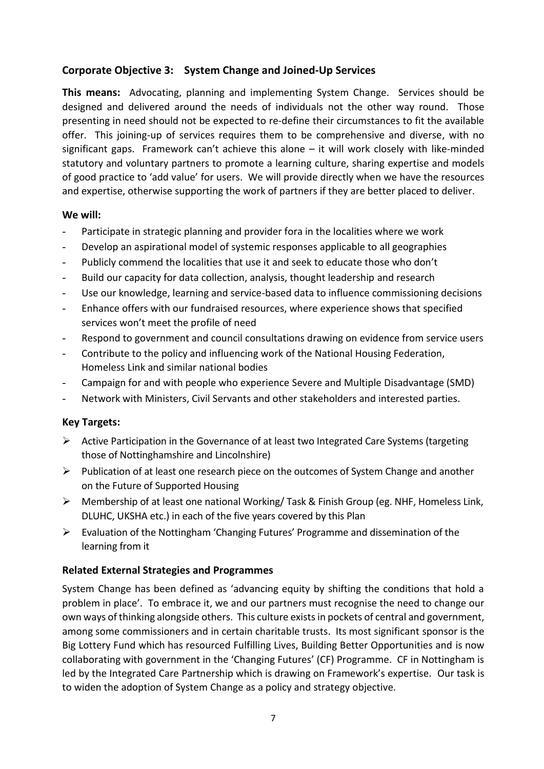### Corporate Objective 3: System Change and Joined-Up Services

**This means:** Advocating, planning and implementing System Change. Services should be designed and delivered around the needs of individuals not the other way round. Those presenting in need should not be expected to re-define their circumstances to fit the available offer. This joining-up of services requires them to be comprehensive and diverse, with no significant gaps. Framework can't achieve this alone – it will work closely with like-minded statutory and voluntary partners to promote a learning culture, sharing expertise and models of good practice to 'add value' for users. We will provide directly when we have the resources and expertise, otherwise supporting the work of partners if they are better placed to deliver.

**We will:**

- Participate in strategic planning and provider fora in the localities where we work
- Develop an aspirational model of systemic responses applicable to all geographies
- Publicly commend the localities that use it and seek to educate those who don't
- Build our capacity for data collection, analysis, thought leadership and research
- Use our knowledge, learning and service-based data to influence commissioning decisions
- Enhance offers with our fundraised resources, where experience shows that specified services won't meet the profile of need
- Respond to government and council consultations drawing on evidence from service users
- Contribute to the policy and influencing work of the National Housing Federation, Homeless Link and similar national bodies
- Campaign for and with people who experience Severe and Multiple Disadvantage (SMD)
- Network with Ministers, Civil Servants and other stakeholders and interested parties.

**Key Targets:**

- Active Participation in the Governance of at least two Integrated Care Systems (targeting those of Nottinghamshire and Lincolnshire)
- Publication of at least one research piece on the outcomes of System Change and another on the Future of Supported Housing
- Membership of at least one national Working/ Task & Finish Group (eg. NHF, Homeless Link, DLUHC, UKSHA etc.) in each of the five years covered by this Plan
- Evaluation of the Nottingham 'Changing Futures' Programme and dissemination of the learning from it

**Related External Strategies and Programmes**

System Change has been defined as 'advancing equity by shifting the conditions that hold a problem in place'. To embrace it, we and our partners must recognise the need to change our own ways of thinking alongside others. This culture exists in pockets of central and government, among some commissioners and in certain charitable trusts. Its most significant sponsor is the Big Lottery Fund which has resourced Fulfilling Lives, Building Better Opportunities and is now collaborating with government in the 'Changing Futures' (CF) Programme. CF in Nottingham is led by the Integrated Care Partnership which is drawing on Framework's expertise. Our task is to widen the adoption of System Change as a policy and strategy objective.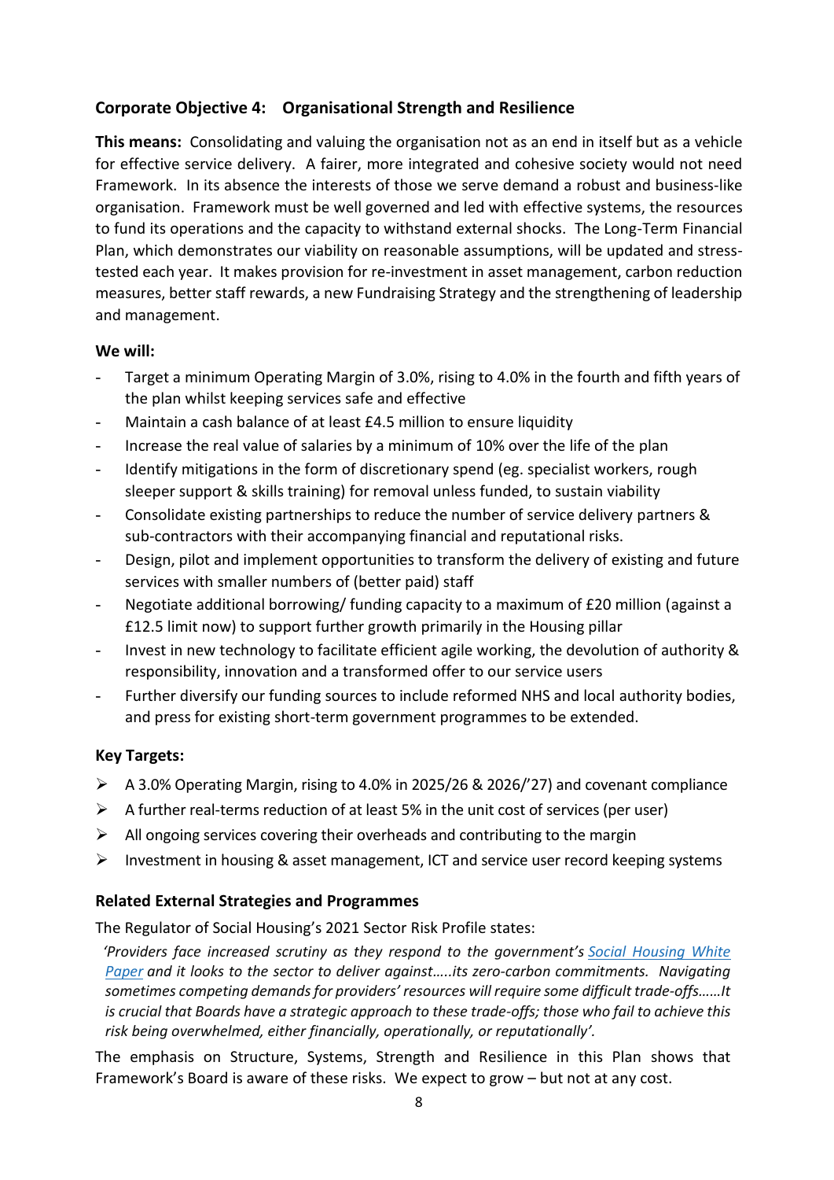## Corporate Objective 4: Organisational Strength and Resilience

**This means:** Consolidating and valuing the organisation not as an end in itself but as a vehicle for effective service delivery. A fairer, more integrated and cohesive society would not need Framework. In its absence the interests of those we serve demand a robust and business-like organisation. Framework must be well governed and led with effective systems, the resources to fund its operations and the capacity to withstand external shocks. The Long-Term Financial Plan, which demonstrates our viability on reasonable assumptions, will be updated and stress-tested each year. It makes provision for re-investment in asset management, carbon reduction measures, better staff rewards, a new Fundraising Strategy and the strengthening of leadership and management.

### We will:

- Target a minimum Operating Margin of 3.0%, rising to 4.0% in the fourth and fifth years of the plan whilst keeping services safe and effective
- Maintain a cash balance of at least £4.5 million to ensure liquidity
- Increase the real value of salaries by a minimum of 10% over the life of the plan
- Identify mitigations in the form of discretionary spend (eg. specialist workers, rough sleeper support & skills training) for removal unless funded, to sustain viability
- Consolidate existing partnerships to reduce the number of service delivery partners & sub-contractors with their accompanying financial and reputational risks.
- Design, pilot and implement opportunities to transform the delivery of existing and future services with smaller numbers of (better paid) staff
- Negotiate additional borrowing/ funding capacity to a maximum of £20 million (against a £12.5 limit now) to support further growth primarily in the Housing pillar
- Invest in new technology to facilitate efficient agile working, the devolution of authority & responsibility, innovation and a transformed offer to our service users
- Further diversify our funding sources to include reformed NHS and local authority bodies, and press for existing short-term government programmes to be extended.

### Key Targets:

- A 3.0% Operating Margin, rising to 4.0% in 2025/26 & 2026/'27) and covenant compliance
- A further real-terms reduction of at least 5% in the unit cost of services (per user)
- All ongoing services covering their overheads and contributing to the margin
- Investment in housing & asset management, ICT and service user record keeping systems

### Related External Strategies and Programmes

The Regulator of Social Housing's 2021 Sector Risk Profile states:

*'Providers face increased scrutiny as they respond to the government's Social Housing White Paper and it looks to the sector to deliver against…..its zero-carbon commitments. Navigating sometimes competing demands for providers' resources will require some difficult trade-offs……It is crucial that Boards have a strategic approach to these trade-offs; those who fail to achieve this risk being overwhelmed, either financially, operationally, or reputationally'.*

The emphasis on Structure, Systems, Strength and Resilience in this Plan shows that Framework's Board is aware of these risks. We expect to grow – but not at any cost.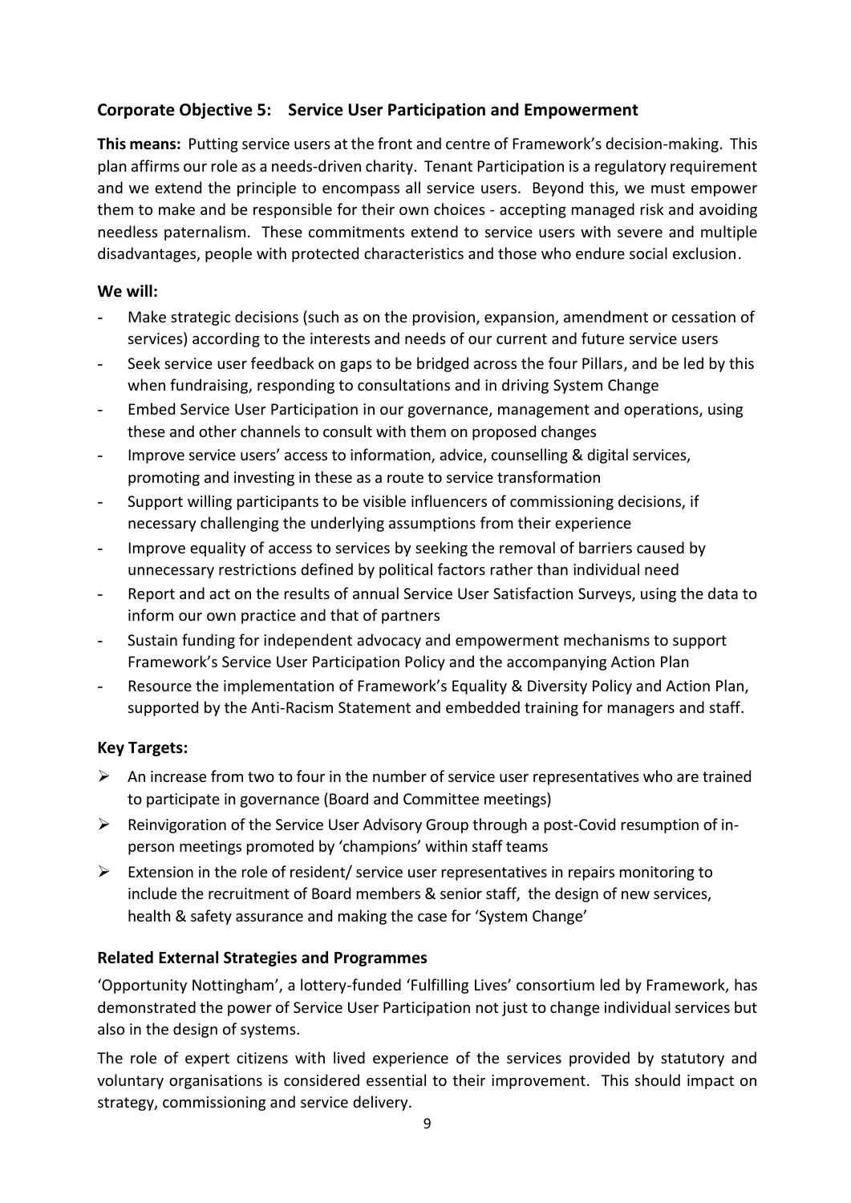### Corporate Objective 5: Service User Participation and Empowerment

**This means:** Putting service users at the front and centre of Framework's decision-making. This plan affirms our role as a needs-driven charity. Tenant Participation is a regulatory requirement and we extend the principle to encompass all service users. Beyond this, we must empower them to make and be responsible for their own choices - accepting managed risk and avoiding needless paternalism. These commitments extend to service users with severe and multiple disadvantages, people with protected characteristics and those who endure social exclusion.

**We will:**

- Make strategic decisions (such as on the provision, expansion, amendment or cessation of services) according to the interests and needs of our current and future service users
- Seek service user feedback on gaps to be bridged across the four Pillars, and be led by this when fundraising, responding to consultations and in driving System Change
- Embed Service User Participation in our governance, management and operations, using these and other channels to consult with them on proposed changes
- Improve service users' access to information, advice, counselling & digital services, promoting and investing in these as a route to service transformation
- Support willing participants to be visible influencers of commissioning decisions, if necessary challenging the underlying assumptions from their experience
- Improve equality of access to services by seeking the removal of barriers caused by unnecessary restrictions defined by political factors rather than individual need
- Report and act on the results of annual Service User Satisfaction Surveys, using the data to inform our own practice and that of partners
- Sustain funding for independent advocacy and empowerment mechanisms to support Framework's Service User Participation Policy and the accompanying Action Plan
- Resource the implementation of Framework's Equality & Diversity Policy and Action Plan, supported by the Anti-Racism Statement and embedded training for managers and staff.

**Key Targets:**

- An increase from two to four in the number of service user representatives who are trained to participate in governance (Board and Committee meetings)
- Reinvigoration of the Service User Advisory Group through a post-Covid resumption of in-person meetings promoted by 'champions' within staff teams
- Extension in the role of resident/ service user representatives in repairs monitoring to include the recruitment of Board members & senior staff, the design of new services, health & safety assurance and making the case for 'System Change'

**Related External Strategies and Programmes**

'Opportunity Nottingham', a lottery-funded 'Fulfilling Lives' consortium led by Framework, has demonstrated the power of Service User Participation not just to change individual services but also in the design of systems.

The role of expert citizens with lived experience of the services provided by statutory and voluntary organisations is considered essential to their improvement. This should impact on strategy, commissioning and service delivery.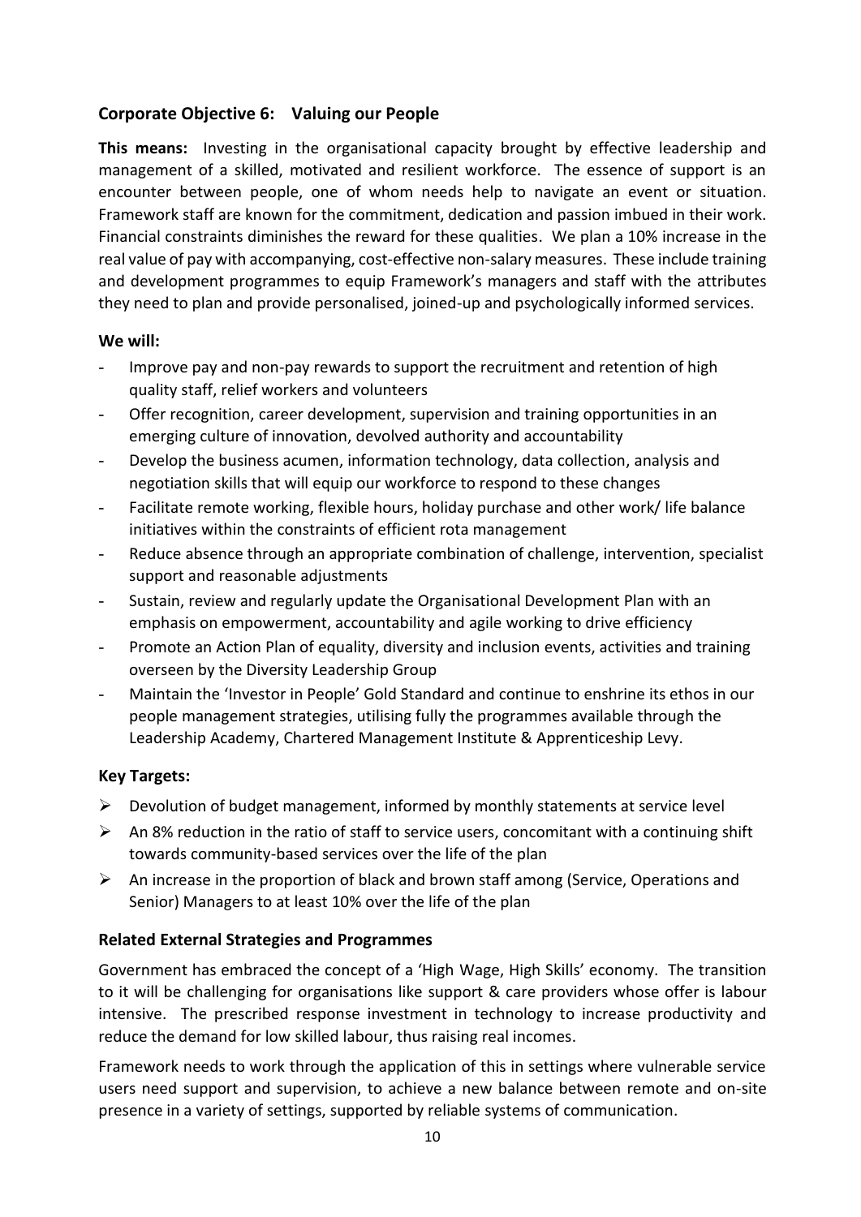## Corporate Objective 6: Valuing our People

**This means:** Investing in the organisational capacity brought by effective leadership and management of a skilled, motivated and resilient workforce. The essence of support is an encounter between people, one of whom needs help to navigate an event or situation. Framework staff are known for the commitment, dedication and passion imbued in their work. Financial constraints diminishes the reward for these qualities. We plan a 10% increase in the real value of pay with accompanying, cost-effective non-salary measures. These include training and development programmes to equip Framework's managers and staff with the attributes they need to plan and provide personalised, joined-up and psychologically informed services.

**We will:**

- Improve pay and non-pay rewards to support the recruitment and retention of high quality staff, relief workers and volunteers
- Offer recognition, career development, supervision and training opportunities in an emerging culture of innovation, devolved authority and accountability
- Develop the business acumen, information technology, data collection, analysis and negotiation skills that will equip our workforce to respond to these changes
- Facilitate remote working, flexible hours, holiday purchase and other work/ life balance initiatives within the constraints of efficient rota management
- Reduce absence through an appropriate combination of challenge, intervention, specialist support and reasonable adjustments
- Sustain, review and regularly update the Organisational Development Plan with an emphasis on empowerment, accountability and agile working to drive efficiency
- Promote an Action Plan of equality, diversity and inclusion events, activities and training overseen by the Diversity Leadership Group
- Maintain the 'Investor in People' Gold Standard and continue to enshrine its ethos in our people management strategies, utilising fully the programmes available through the Leadership Academy, Chartered Management Institute & Apprenticeship Levy.

**Key Targets:**

- Devolution of budget management, informed by monthly statements at service level
- An 8% reduction in the ratio of staff to service users, concomitant with a continuing shift towards community-based services over the life of the plan
- An increase in the proportion of black and brown staff among (Service, Operations and Senior) Managers to at least 10% over the life of the plan

**Related External Strategies and Programmes**

Government has embraced the concept of a 'High Wage, High Skills' economy. The transition to it will be challenging for organisations like support & care providers whose offer is labour intensive. The prescribed response investment in technology to increase productivity and reduce the demand for low skilled labour, thus raising real incomes.

Framework needs to work through the application of this in settings where vulnerable service users need support and supervision, to achieve a new balance between remote and on-site presence in a variety of settings, supported by reliable systems of communication.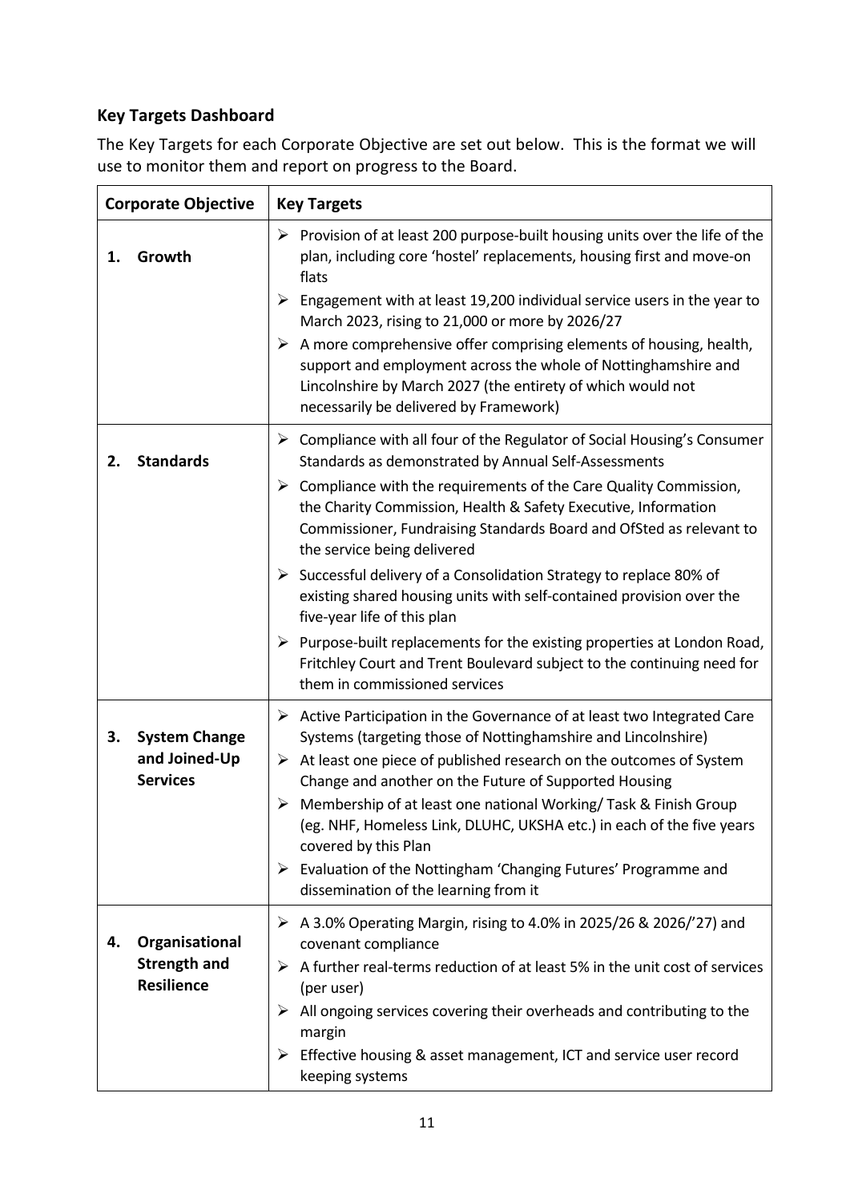## Key Targets Dashboard

The Key Targets for each Corporate Objective are set out below. This is the format we will use to monitor them and report on progress to the Board.

| Corporate Objective | Key Targets |
|---|---|
| 1. Growth | ➢ Provision of at least 200 purpose-built housing units over the life of the plan, including core 'hostel' replacements, housing first and move-on flats<br>➢ Engagement with at least 19,200 individual service users in the year to March 2023, rising to 21,000 or more by 2026/27<br>➢ A more comprehensive offer comprising elements of housing, health, support and employment across the whole of Nottinghamshire and Lincolnshire by March 2027 (the entirety of which would not necessarily be delivered by Framework) |
| 2. Standards | ➢ Compliance with all four of the Regulator of Social Housing's Consumer Standards as demonstrated by Annual Self-Assessments<br>➢ Compliance with the requirements of the Care Quality Commission, the Charity Commission, Health & Safety Executive, Information Commissioner, Fundraising Standards Board and OfSted as relevant to the service being delivered<br>➢ Successful delivery of a Consolidation Strategy to replace 80% of existing shared housing units with self-contained provision over the five-year life of this plan<br>➢ Purpose-built replacements for the existing properties at London Road, Fritchley Court and Trent Boulevard subject to the continuing need for them in commissioned services |
| 3. System Change and Joined-Up Services | ➢ Active Participation in the Governance of at least two Integrated Care Systems (targeting those of Nottinghamshire and Lincolnshire)<br>➢ At least one piece of published research on the outcomes of System Change and another on the Future of Supported Housing<br>➢ Membership of at least one national Working/ Task & Finish Group (eg. NHF, Homeless Link, DLUHC, UKSHA etc.) in each of the five years covered by this Plan<br>➢ Evaluation of the Nottingham 'Changing Futures' Programme and dissemination of the learning from it |
| 4. Organisational Strength and Resilience | ➢ A 3.0% Operating Margin, rising to 4.0% in 2025/26 & 2026/'27) and covenant compliance<br>➢ A further real-terms reduction of at least 5% in the unit cost of services (per user)<br>➢ All ongoing services covering their overheads and contributing to the margin<br>➢ Effective housing & asset management, ICT and service user record keeping systems |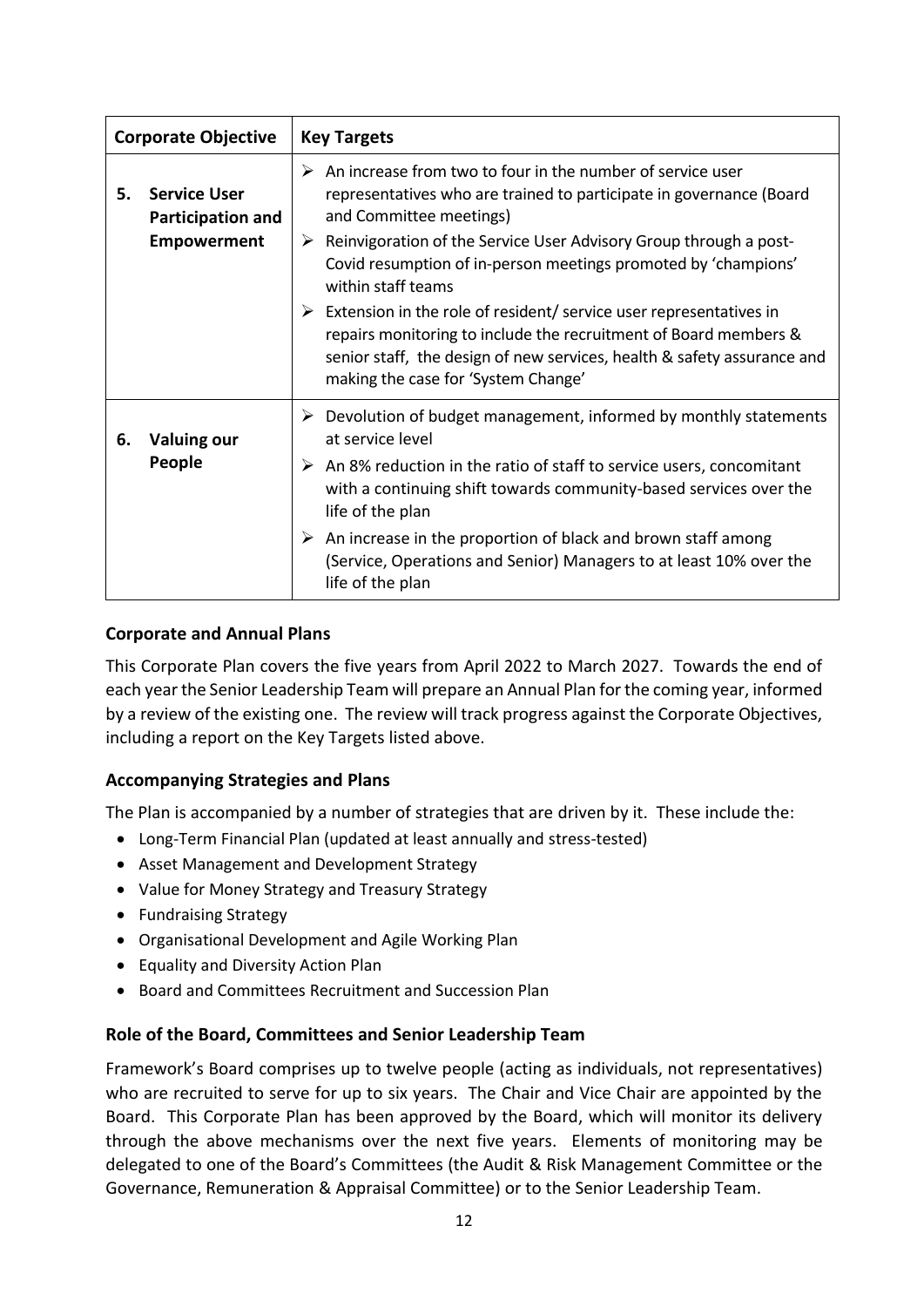| Corporate Objective | Key Targets |
| --- | --- |
| **5. Service User Participation and Empowerment** | ➢ An increase from two to four in the number of service user representatives who are trained to participate in governance (Board and Committee meetings)<br>➢ Reinvigoration of the Service User Advisory Group through a post-Covid resumption of in-person meetings promoted by 'champions' within staff teams<br>➢ Extension in the role of resident/ service user representatives in repairs monitoring to include the recruitment of Board members & senior staff, the design of new services, health & safety assurance and making the case for 'System Change' |
| **6. Valuing our People** | ➢ Devolution of budget management, informed by monthly statements at service level<br>➢ An 8% reduction in the ratio of staff to service users, concomitant with a continuing shift towards community-based services over the life of the plan<br>➢ An increase in the proportion of black and brown staff among (Service, Operations and Senior) Managers to at least 10% over the life of the plan |

## Corporate and Annual Plans

This Corporate Plan covers the five years from April 2022 to March 2027. Towards the end of each year the Senior Leadership Team will prepare an Annual Plan for the coming year, informed by a review of the existing one. The review will track progress against the Corporate Objectives, including a report on the Key Targets listed above.

## Accompanying Strategies and Plans

The Plan is accompanied by a number of strategies that are driven by it. These include the:

- Long-Term Financial Plan (updated at least annually and stress-tested)
- Asset Management and Development Strategy
- Value for Money Strategy and Treasury Strategy
- Fundraising Strategy
- Organisational Development and Agile Working Plan
- Equality and Diversity Action Plan
- Board and Committees Recruitment and Succession Plan

## Role of the Board, Committees and Senior Leadership Team

Framework's Board comprises up to twelve people (acting as individuals, not representatives) who are recruited to serve for up to six years. The Chair and Vice Chair are appointed by the Board. This Corporate Plan has been approved by the Board, which will monitor its delivery through the above mechanisms over the next five years. Elements of monitoring may be delegated to one of the Board's Committees (the Audit & Risk Management Committee or the Governance, Remuneration & Appraisal Committee) or to the Senior Leadership Team.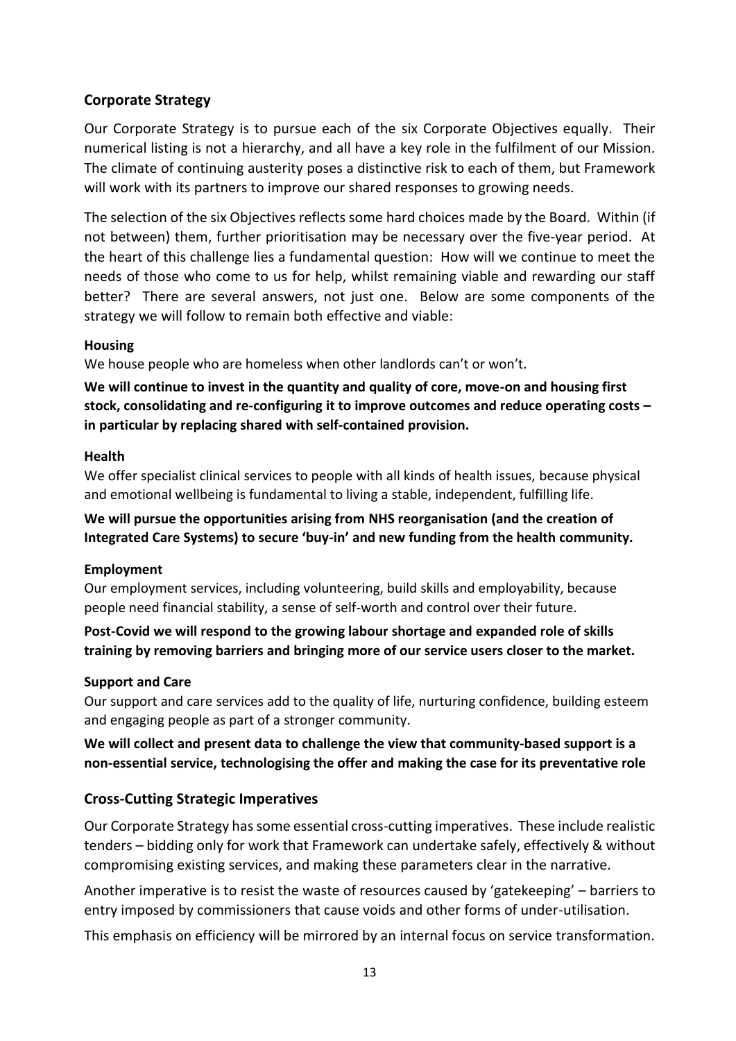## Corporate Strategy

Our Corporate Strategy is to pursue each of the six Corporate Objectives equally. Their numerical listing is not a hierarchy, and all have a key role in the fulfilment of our Mission. The climate of continuing austerity poses a distinctive risk to each of them, but Framework will work with its partners to improve our shared responses to growing needs.

The selection of the six Objectives reflects some hard choices made by the Board. Within (if not between) them, further prioritisation may be necessary over the five-year period. At the heart of this challenge lies a fundamental question: How will we continue to meet the needs of those who come to us for help, whilst remaining viable and rewarding our staff better? There are several answers, not just one. Below are some components of the strategy we will follow to remain both effective and viable:

**Housing**

We house people who are homeless when other landlords can't or won't.

**We will continue to invest in the quantity and quality of core, move-on and housing first stock, consolidating and re-configuring it to improve outcomes and reduce operating costs – in particular by replacing shared with self-contained provision.**

**Health**

We offer specialist clinical services to people with all kinds of health issues, because physical and emotional wellbeing is fundamental to living a stable, independent, fulfilling life.

**We will pursue the opportunities arising from NHS reorganisation (and the creation of Integrated Care Systems) to secure 'buy-in' and new funding from the health community.**

**Employment**

Our employment services, including volunteering, build skills and employability, because people need financial stability, a sense of self-worth and control over their future.

**Post-Covid we will respond to the growing labour shortage and expanded role of skills training by removing barriers and bringing more of our service users closer to the market.**

**Support and Care**

Our support and care services add to the quality of life, nurturing confidence, building esteem and engaging people as part of a stronger community.

**We will collect and present data to challenge the view that community-based support is a non-essential service, technologising the offer and making the case for its preventative role**

## Cross-Cutting Strategic Imperatives

Our Corporate Strategy has some essential cross-cutting imperatives. These include realistic tenders – bidding only for work that Framework can undertake safely, effectively & without compromising existing services, and making these parameters clear in the narrative.

Another imperative is to resist the waste of resources caused by 'gatekeeping' – barriers to entry imposed by commissioners that cause voids and other forms of under-utilisation.

This emphasis on efficiency will be mirrored by an internal focus on service transformation.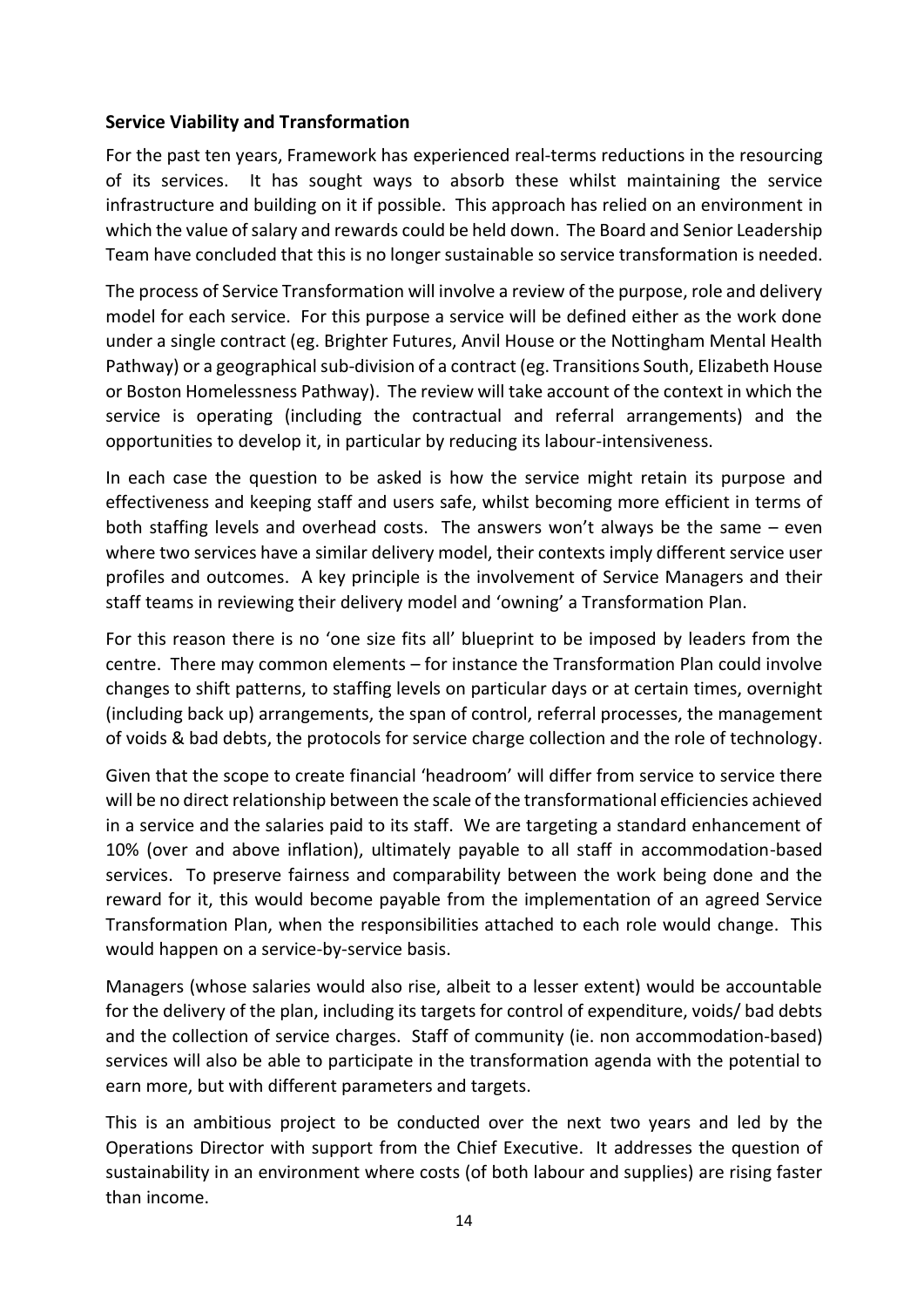**Service Viability and Transformation**

For the past ten years, Framework has experienced real-terms reductions in the resourcing of its services. It has sought ways to absorb these whilst maintaining the service infrastructure and building on it if possible. This approach has relied on an environment in which the value of salary and rewards could be held down. The Board and Senior Leadership Team have concluded that this is no longer sustainable so service transformation is needed.

The process of Service Transformation will involve a review of the purpose, role and delivery model for each service. For this purpose a service will be defined either as the work done under a single contract (eg. Brighter Futures, Anvil House or the Nottingham Mental Health Pathway) or a geographical sub-division of a contract (eg. Transitions South, Elizabeth House or Boston Homelessness Pathway). The review will take account of the context in which the service is operating (including the contractual and referral arrangements) and the opportunities to develop it, in particular by reducing its labour-intensiveness.

In each case the question to be asked is how the service might retain its purpose and effectiveness and keeping staff and users safe, whilst becoming more efficient in terms of both staffing levels and overhead costs. The answers won't always be the same – even where two services have a similar delivery model, their contexts imply different service user profiles and outcomes. A key principle is the involvement of Service Managers and their staff teams in reviewing their delivery model and 'owning' a Transformation Plan.

For this reason there is no 'one size fits all' blueprint to be imposed by leaders from the centre. There may common elements – for instance the Transformation Plan could involve changes to shift patterns, to staffing levels on particular days or at certain times, overnight (including back up) arrangements, the span of control, referral processes, the management of voids & bad debts, the protocols for service charge collection and the role of technology.

Given that the scope to create financial 'headroom' will differ from service to service there will be no direct relationship between the scale of the transformational efficiencies achieved in a service and the salaries paid to its staff. We are targeting a standard enhancement of 10% (over and above inflation), ultimately payable to all staff in accommodation-based services. To preserve fairness and comparability between the work being done and the reward for it, this would become payable from the implementation of an agreed Service Transformation Plan, when the responsibilities attached to each role would change. This would happen on a service-by-service basis.

Managers (whose salaries would also rise, albeit to a lesser extent) would be accountable for the delivery of the plan, including its targets for control of expenditure, voids/ bad debts and the collection of service charges. Staff of community (ie. non accommodation-based) services will also be able to participate in the transformation agenda with the potential to earn more, but with different parameters and targets.

This is an ambitious project to be conducted over the next two years and led by the Operations Director with support from the Chief Executive. It addresses the question of sustainability in an environment where costs (of both labour and supplies) are rising faster than income.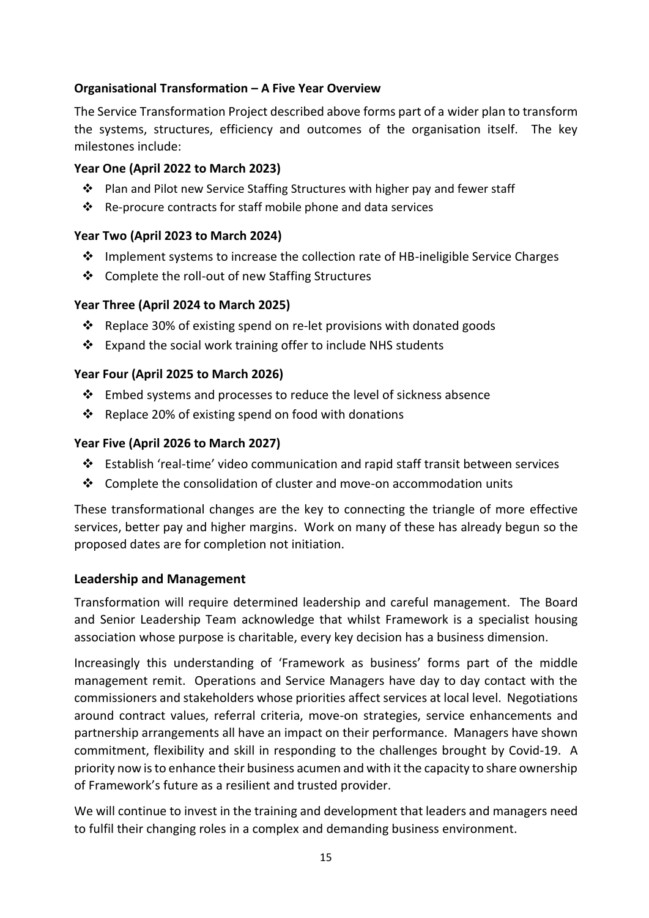## Organisational Transformation – A Five Year Overview

The Service Transformation Project described above forms part of a wider plan to transform the systems, structures, efficiency and outcomes of the organisation itself. The key milestones include:

### Year One (April 2022 to March 2023)

- Plan and Pilot new Service Staffing Structures with higher pay and fewer staff
- Re-procure contracts for staff mobile phone and data services

### Year Two (April 2023 to March 2024)

- Implement systems to increase the collection rate of HB-ineligible Service Charges
- Complete the roll-out of new Staffing Structures

### Year Three (April 2024 to March 2025)

- Replace 30% of existing spend on re-let provisions with donated goods
- Expand the social work training offer to include NHS students

### Year Four (April 2025 to March 2026)

- Embed systems and processes to reduce the level of sickness absence
- Replace 20% of existing spend on food with donations

### Year Five (April 2026 to March 2027)

- Establish 'real-time' video communication and rapid staff transit between services
- Complete the consolidation of cluster and move-on accommodation units

These transformational changes are the key to connecting the triangle of more effective services, better pay and higher margins. Work on many of these has already begun so the proposed dates are for completion not initiation.

## Leadership and Management

Transformation will require determined leadership and careful management. The Board and Senior Leadership Team acknowledge that whilst Framework is a specialist housing association whose purpose is charitable, every key decision has a business dimension.

Increasingly this understanding of 'Framework as business' forms part of the middle management remit. Operations and Service Managers have day to day contact with the commissioners and stakeholders whose priorities affect services at local level. Negotiations around contract values, referral criteria, move-on strategies, service enhancements and partnership arrangements all have an impact on their performance. Managers have shown commitment, flexibility and skill in responding to the challenges brought by Covid-19. A priority now is to enhance their business acumen and with it the capacity to share ownership of Framework's future as a resilient and trusted provider.

We will continue to invest in the training and development that leaders and managers need to fulfil their changing roles in a complex and demanding business environment.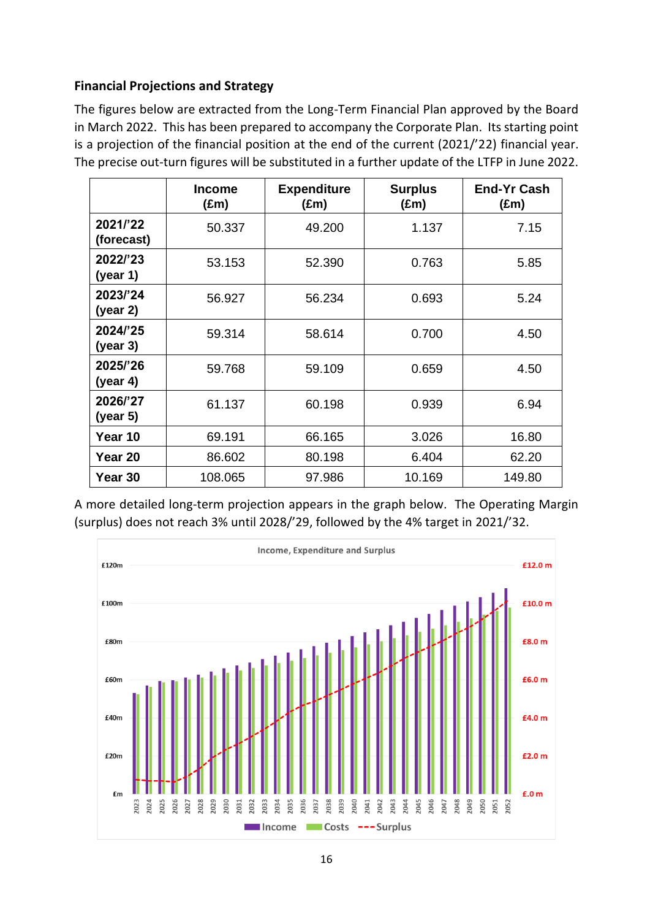### Financial Projections and Strategy

The figures below are extracted from the Long-Term Financial Plan approved by the Board in March 2022. This has been prepared to accompany the Corporate Plan. Its starting point is a projection of the financial position at the end of the current (2021/'22) financial year. The precise out-turn figures will be substituted in a further update of the LTFP in June 2022.

| | Income (£m) | Expenditure (£m) | Surplus (£m) | End-Yr Cash (£m) |
|---|---|---|---|---|
| **2021/'22 (forecast)** | 50.337 | 49.200 | 1.137 | 7.15 |
| **2022/'23 (year 1)** | 53.153 | 52.390 | 0.763 | 5.85 |
| **2023/'24 (year 2)** | 56.927 | 56.234 | 0.693 | 5.24 |
| **2024/'25 (year 3)** | 59.314 | 58.614 | 0.700 | 4.50 |
| **2025/'26 (year 4)** | 59.768 | 59.109 | 0.659 | 4.50 |
| **2026/'27 (year 5)** | 61.137 | 60.198 | 0.939 | 6.94 |
| **Year 10** | 69.191 | 66.165 | 3.026 | 16.80 |
| **Year 20** | 86.602 | 80.198 | 6.404 | 62.20 |
| **Year 30** | 108.065 | 97.986 | 10.169 | 149.80 |

A more detailed long-term projection appears in the graph below. The Operating Margin (surplus) does not reach 3% until 2028/'29, followed by the 4% target in 2021/'32.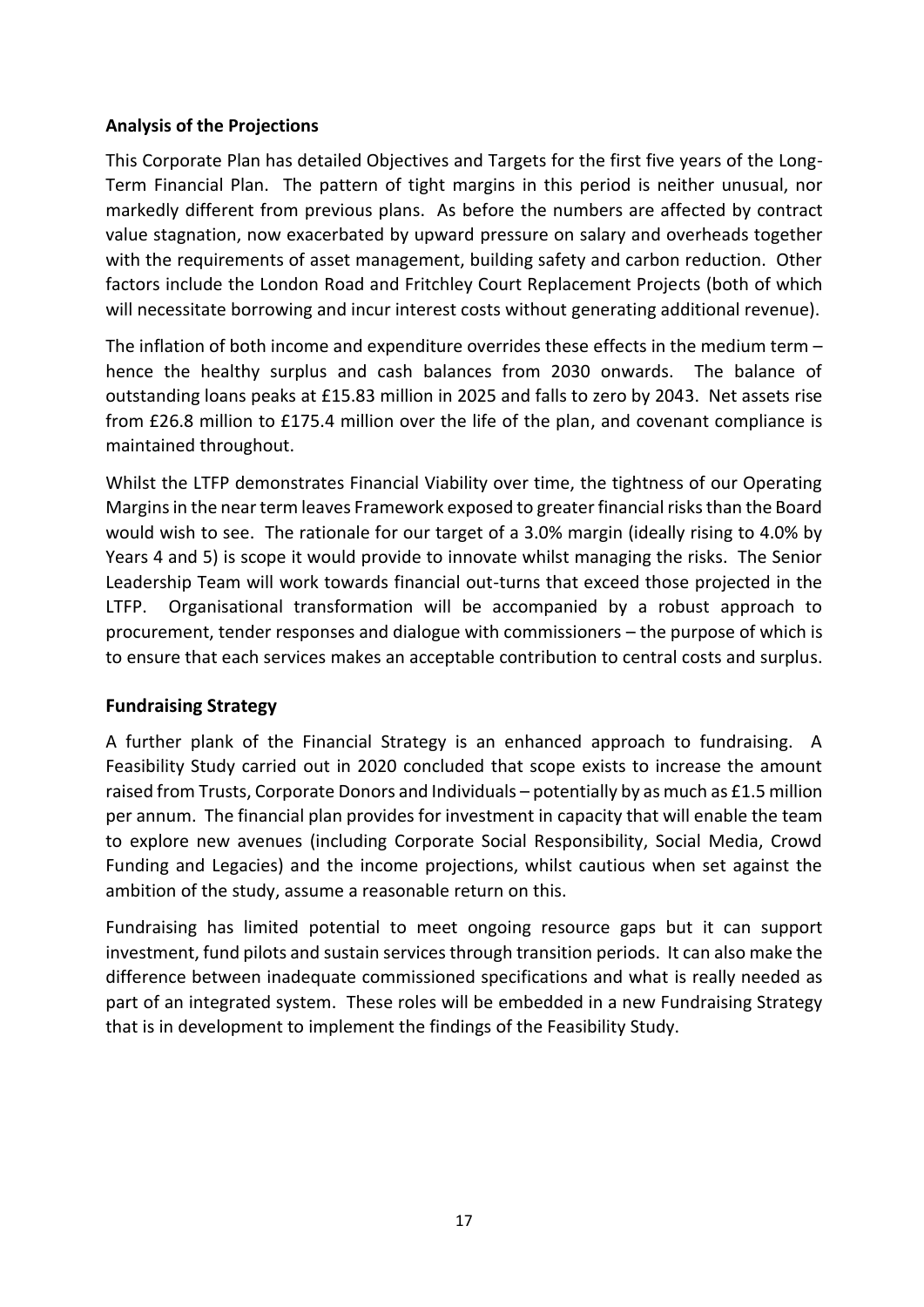**Analysis of the Projections**

This Corporate Plan has detailed Objectives and Targets for the first five years of the Long-Term Financial Plan. The pattern of tight margins in this period is neither unusual, nor markedly different from previous plans. As before the numbers are affected by contract value stagnation, now exacerbated by upward pressure on salary and overheads together with the requirements of asset management, building safety and carbon reduction. Other factors include the London Road and Fritchley Court Replacement Projects (both of which will necessitate borrowing and incur interest costs without generating additional revenue).

The inflation of both income and expenditure overrides these effects in the medium term – hence the healthy surplus and cash balances from 2030 onwards. The balance of outstanding loans peaks at £15.83 million in 2025 and falls to zero by 2043. Net assets rise from £26.8 million to £175.4 million over the life of the plan, and covenant compliance is maintained throughout.

Whilst the LTFP demonstrates Financial Viability over time, the tightness of our Operating Margins in the near term leaves Framework exposed to greater financial risks than the Board would wish to see. The rationale for our target of a 3.0% margin (ideally rising to 4.0% by Years 4 and 5) is scope it would provide to innovate whilst managing the risks. The Senior Leadership Team will work towards financial out-turns that exceed those projected in the LTFP. Organisational transformation will be accompanied by a robust approach to procurement, tender responses and dialogue with commissioners – the purpose of which is to ensure that each services makes an acceptable contribution to central costs and surplus.

**Fundraising Strategy**

A further plank of the Financial Strategy is an enhanced approach to fundraising. A Feasibility Study carried out in 2020 concluded that scope exists to increase the amount raised from Trusts, Corporate Donors and Individuals – potentially by as much as £1.5 million per annum. The financial plan provides for investment in capacity that will enable the team to explore new avenues (including Corporate Social Responsibility, Social Media, Crowd Funding and Legacies) and the income projections, whilst cautious when set against the ambition of the study, assume a reasonable return on this.

Fundraising has limited potential to meet ongoing resource gaps but it can support investment, fund pilots and sustain services through transition periods. It can also make the difference between inadequate commissioned specifications and what is really needed as part of an integrated system. These roles will be embedded in a new Fundraising Strategy that is in development to implement the findings of the Feasibility Study.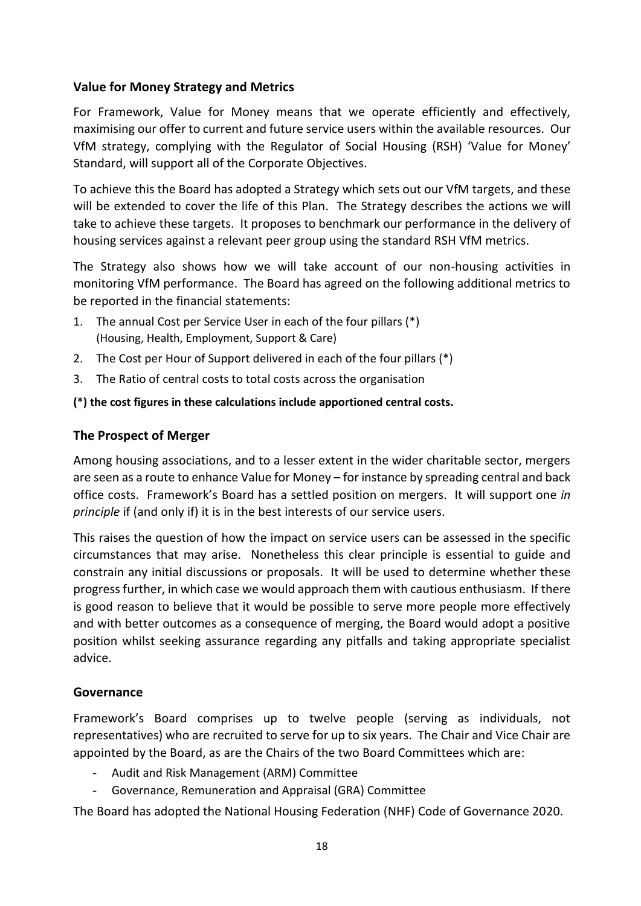**Value for Money Strategy and Metrics**

For Framework, Value for Money means that we operate efficiently and effectively, maximising our offer to current and future service users within the available resources. Our VfM strategy, complying with the Regulator of Social Housing (RSH) 'Value for Money' Standard, will support all of the Corporate Objectives.

To achieve this the Board has adopted a Strategy which sets out our VfM targets, and these will be extended to cover the life of this Plan. The Strategy describes the actions we will take to achieve these targets. It proposes to benchmark our performance in the delivery of housing services against a relevant peer group using the standard RSH VfM metrics.

The Strategy also shows how we will take account of our non-housing activities in monitoring VfM performance. The Board has agreed on the following additional metrics to be reported in the financial statements:

1. The annual Cost per Service User in each of the four pillars (*)
   (Housing, Health, Employment, Support & Care)
2. The Cost per Hour of Support delivered in each of the four pillars (*)
3. The Ratio of central costs to total costs across the organisation

**(*) the cost figures in these calculations include apportioned central costs.**

**The Prospect of Merger**

Among housing associations, and to a lesser extent in the wider charitable sector, mergers are seen as a route to enhance Value for Money – for instance by spreading central and back office costs. Framework's Board has a settled position on mergers. It will support one *in principle* if (and only if) it is in the best interests of our service users.

This raises the question of how the impact on service users can be assessed in the specific circumstances that may arise. Nonetheless this clear principle is essential to guide and constrain any initial discussions or proposals. It will be used to determine whether these progress further, in which case we would approach them with cautious enthusiasm. If there is good reason to believe that it would be possible to serve more people more effectively and with better outcomes as a consequence of merging, the Board would adopt a positive position whilst seeking assurance regarding any pitfalls and taking appropriate specialist advice.

**Governance**

Framework's Board comprises up to twelve people (serving as individuals, not representatives) who are recruited to serve for up to six years. The Chair and Vice Chair are appointed by the Board, as are the Chairs of the two Board Committees which are:

- Audit and Risk Management (ARM) Committee
- Governance, Remuneration and Appraisal (GRA) Committee

The Board has adopted the National Housing Federation (NHF) Code of Governance 2020.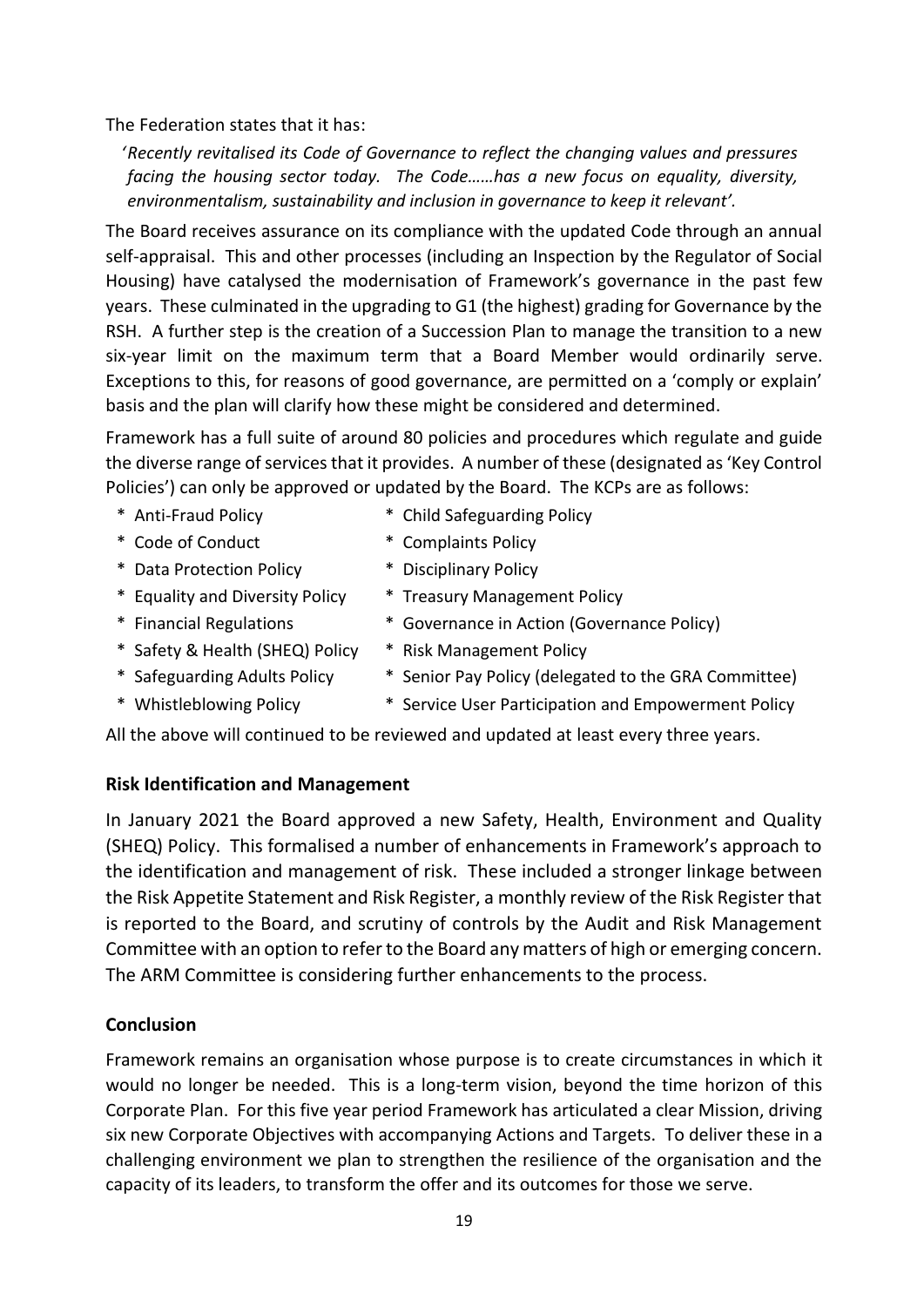The Federation states that it has:

> '*Recently revitalised its Code of Governance to reflect the changing values and pressures facing the housing sector today. The Code……has a new focus on equality, diversity, environmentalism, sustainability and inclusion in governance to keep it relevant'.*

The Board receives assurance on its compliance with the updated Code through an annual self-appraisal. This and other processes (including an Inspection by the Regulator of Social Housing) have catalysed the modernisation of Framework's governance in the past few years. These culminated in the upgrading to G1 (the highest) grading for Governance by the RSH. A further step is the creation of a Succession Plan to manage the transition to a new six-year limit on the maximum term that a Board Member would ordinarily serve. Exceptions to this, for reasons of good governance, are permitted on a 'comply or explain' basis and the plan will clarify how these might be considered and determined.

Framework has a full suite of around 80 policies and procedures which regulate and guide the diverse range of services that it provides. A number of these (designated as 'Key Control Policies') can only be approved or updated by the Board. The KCPs are as follows:

* Anti-Fraud Policy
* Child Safeguarding Policy
* Code of Conduct
* Complaints Policy
* Data Protection Policy
* Disciplinary Policy
* Equality and Diversity Policy
* Treasury Management Policy
* Financial Regulations
* Governance in Action (Governance Policy)
* Safety & Health (SHEQ) Policy
* Risk Management Policy
* Safeguarding Adults Policy
* Senior Pay Policy (delegated to the GRA Committee)
* Whistleblowing Policy
* Service User Participation and Empowerment Policy

All the above will continued to be reviewed and updated at least every three years.

**Risk Identification and Management**

In January 2021 the Board approved a new Safety, Health, Environment and Quality (SHEQ) Policy. This formalised a number of enhancements in Framework's approach to the identification and management of risk. These included a stronger linkage between the Risk Appetite Statement and Risk Register, a monthly review of the Risk Register that is reported to the Board, and scrutiny of controls by the Audit and Risk Management Committee with an option to refer to the Board any matters of high or emerging concern. The ARM Committee is considering further enhancements to the process.

**Conclusion**

Framework remains an organisation whose purpose is to create circumstances in which it would no longer be needed. This is a long-term vision, beyond the time horizon of this Corporate Plan. For this five year period Framework has articulated a clear Mission, driving six new Corporate Objectives with accompanying Actions and Targets. To deliver these in a challenging environment we plan to strengthen the resilience of the organisation and the capacity of its leaders, to transform the offer and its outcomes for those we serve.